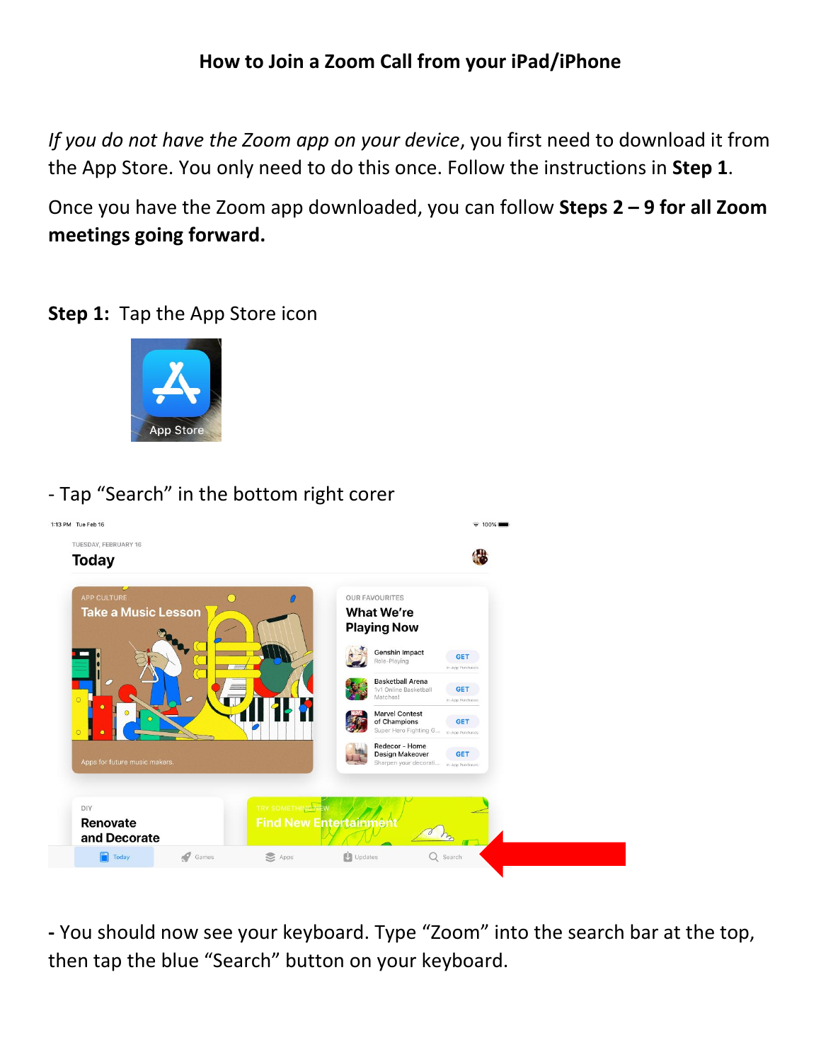# How to Join a Zoom Call from your iPad/iPhone

*If you do not have the Zoom app on your device*, you first need to download it from the App Store. You only need to do this once. Follow the instructions in **Step 1**.

Once you have the Zoom app downloaded, you can follow **Steps 2 – 9 for all Zoom meetings going forward.**

**Step 1:** Tap the App Store icon

- Tap "Search" in the bottom right corer

**-** You should now see your keyboard. Type "Zoom" into the search bar at the top, then tap the blue "Search" button on your keyboard.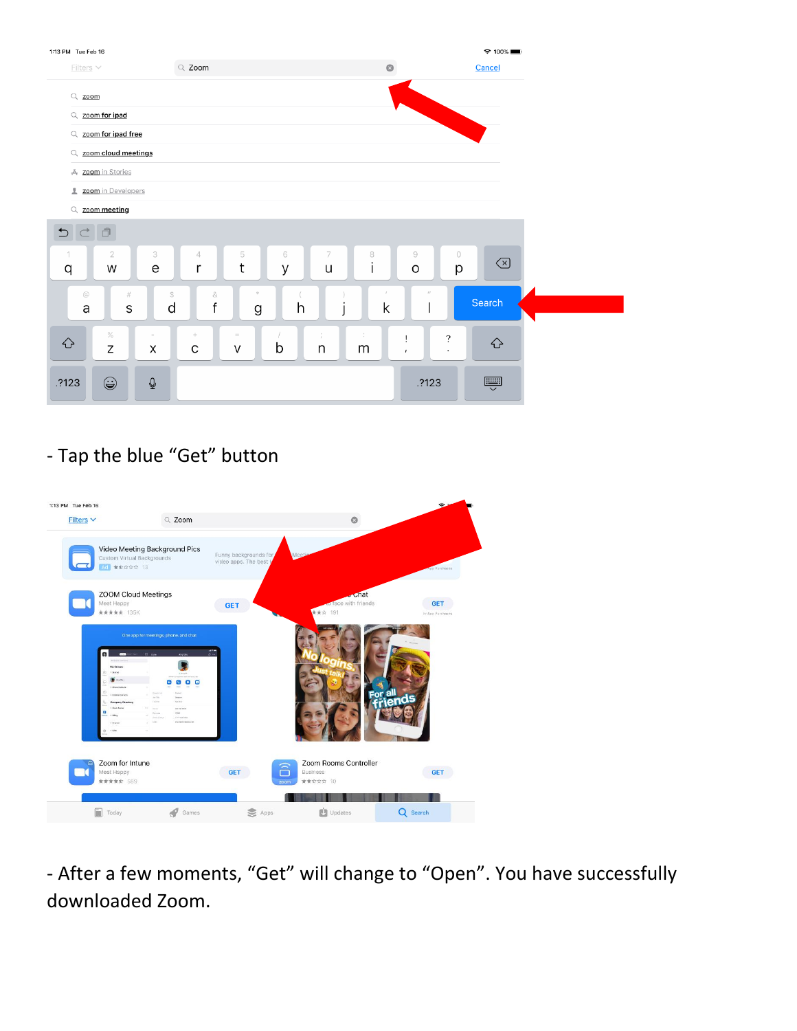- Tap the blue “Get” button

- After a few moments, “Get” will change to “Open”. You have successfully downloaded Zoom.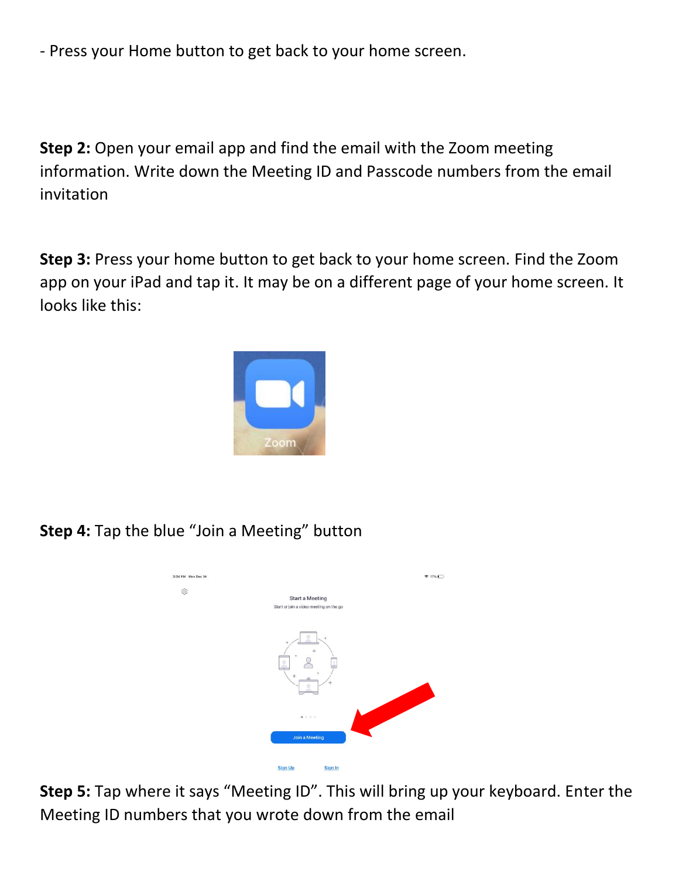- Press your Home button to get back to your home screen.

**Step 2:** Open your email app and find the email with the Zoom meeting information. Write down the Meeting ID and Passcode numbers from the email invitation

**Step 3:** Press your home button to get back to your home screen. Find the Zoom app on your iPad and tap it. It may be on a different page of your home screen. It looks like this:

**Step 4:** Tap the blue "Join a Meeting" button

**Step 5:** Tap where it says "Meeting ID". This will bring up your keyboard. Enter the Meeting ID numbers that you wrote down from the email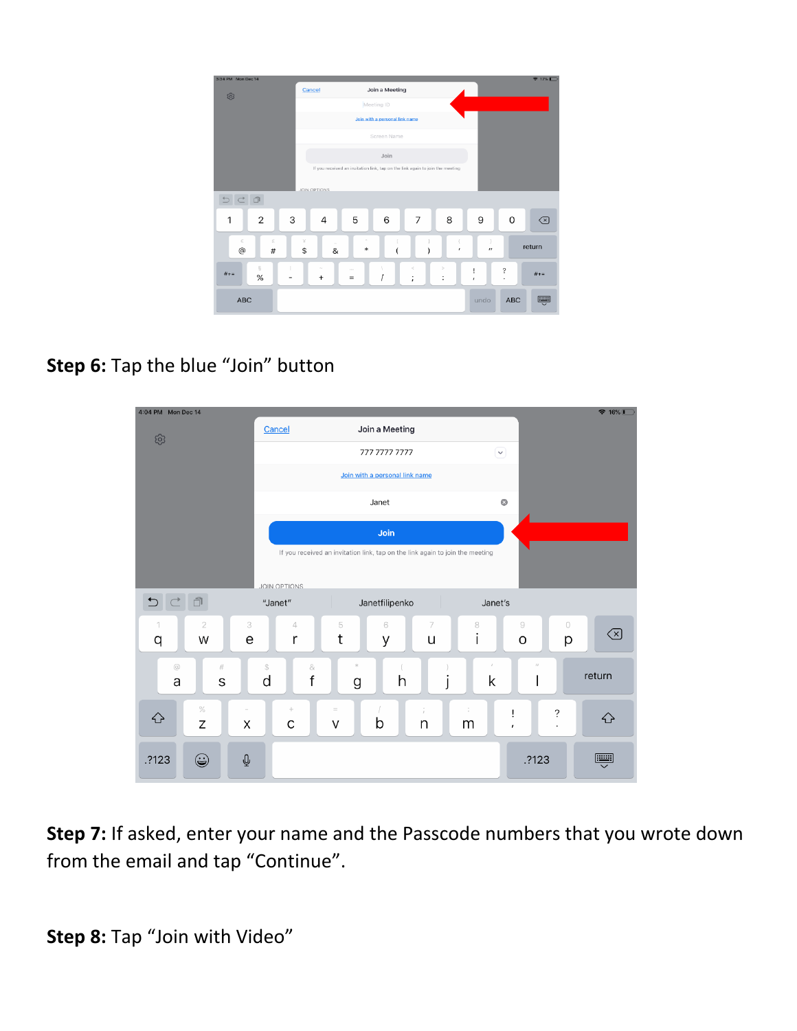**Step 6:** Tap the blue "Join" button

**Step 7:** If asked, enter your name and the Passcode numbers that you wrote down from the email and tap "Continue".

**Step 8:** Tap "Join with Video"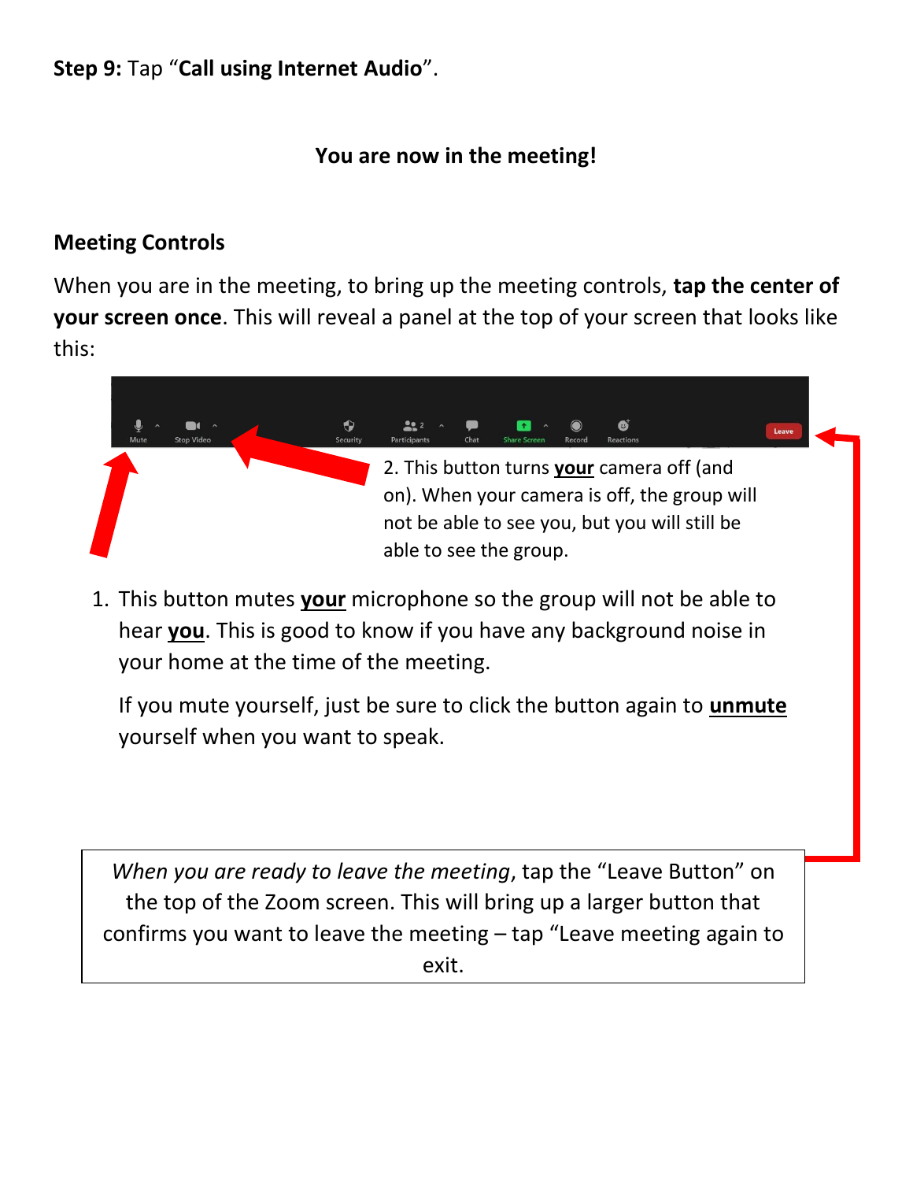**Step 9:** Tap "**Call using Internet Audio**".

**You are now in the meeting!**

**Meeting Controls**

When you are in the meeting, to bring up the meeting controls, **tap the center of your screen once**. This will reveal a panel at the top of your screen that looks like this:

Mute
Stop Video
Security
Participants
Chat
Share Screen
Record
Reactions
Leave

2. This button turns **<u>your</u>** camera off (and on). When your camera is off, the group will not be able to see you, but you will still be able to see the group.

1. This button mutes **<u>your</u>** microphone so the group will not be able to hear **<u>you</u>**. This is good to know if you have any background noise in your home at the time of the meeting.

   If you mute yourself, just be sure to click the button again to **<u>unmute</u>** yourself when you want to speak.

*When you are ready to leave the meeting*, tap the "Leave Button" on the top of the Zoom screen. This will bring up a larger button that confirms you want to leave the meeting – tap "Leave meeting again to exit.